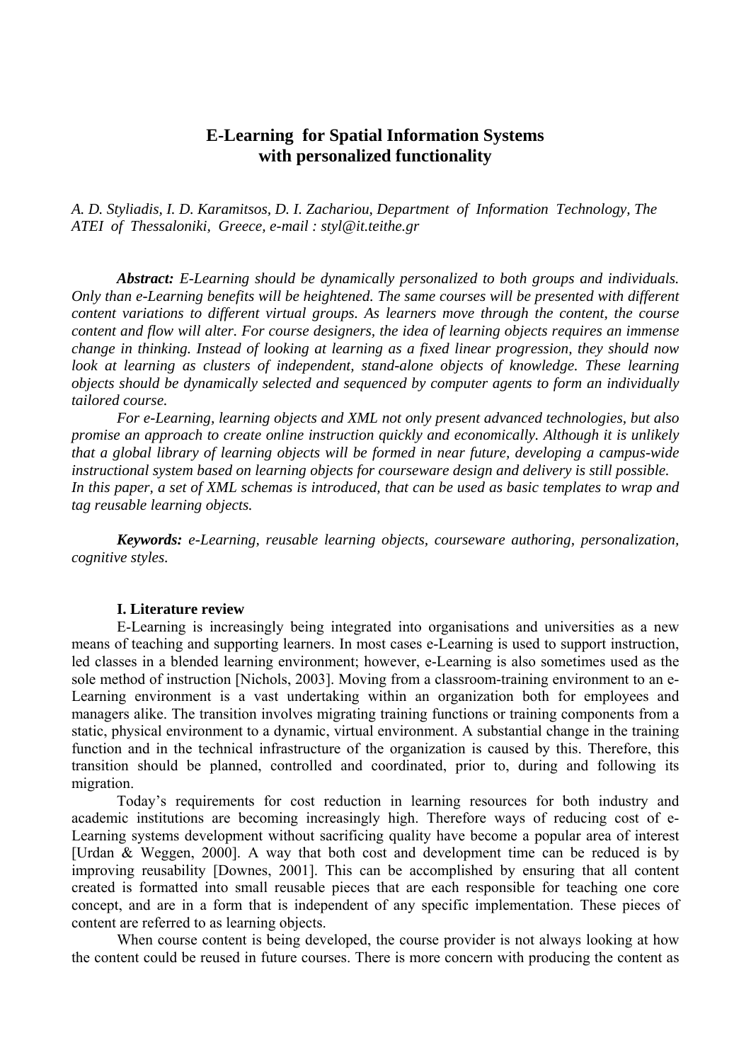# E-Learning for Spatial Information Systems with personalized functionality

*A. D. Styliadis, I. D. Karamitsos, D. I. Zachariou, Department of Information Technology, The ATEI of Thessaloniki, Greece, e-mail : styl@it.teithe.gr*

***Abstract:*** *E-Learning should be dynamically personalized to both groups and individuals. Only than e-Learning benefits will be heightened. The same courses will be presented with different content variations to different virtual groups. As learners move through the content, the course content and flow will alter. For course designers, the idea of learning objects requires an immense change in thinking. Instead of looking at learning as a fixed linear progression, they should now look at learning as clusters of independent, stand-alone objects of knowledge. These learning objects should be dynamically selected and sequenced by computer agents to form an individually tailored course.*

*For e-Learning, learning objects and XML not only present advanced technologies, but also promise an approach to create online instruction quickly and economically. Although it is unlikely that a global library of learning objects will be formed in near future, developing a campus-wide instructional system based on learning objects for courseware design and delivery is still possible. In this paper, a set of XML schemas is introduced, that can be used as basic templates to wrap and tag reusable learning objects.*

***Keywords:*** *e-Learning, reusable learning objects, courseware authoring, personalization, cognitive styles.*

## I. Literature review

E-Learning is increasingly being integrated into organisations and universities as a new means of teaching and supporting learners. In most cases e-Learning is used to support instruction, led classes in a blended learning environment; however, e-Learning is also sometimes used as the sole method of instruction [Nichols, 2003]. Moving from a classroom-training environment to an e-Learning environment is a vast undertaking within an organization both for employees and managers alike. The transition involves migrating training functions or training components from a static, physical environment to a dynamic, virtual environment. A substantial change in the training function and in the technical infrastructure of the organization is caused by this. Therefore, this transition should be planned, controlled and coordinated, prior to, during and following its migration.

Today's requirements for cost reduction in learning resources for both industry and academic institutions are becoming increasingly high. Therefore ways of reducing cost of e-Learning systems development without sacrificing quality have become a popular area of interest [Urdan & Weggen, 2000]. A way that both cost and development time can be reduced is by improving reusability [Downes, 2001]. This can be accomplished by ensuring that all content created is formatted into small reusable pieces that are each responsible for teaching one core concept, and are in a form that is independent of any specific implementation. These pieces of content are referred to as learning objects.

When course content is being developed, the course provider is not always looking at how the content could be reused in future courses. There is more concern with producing the content as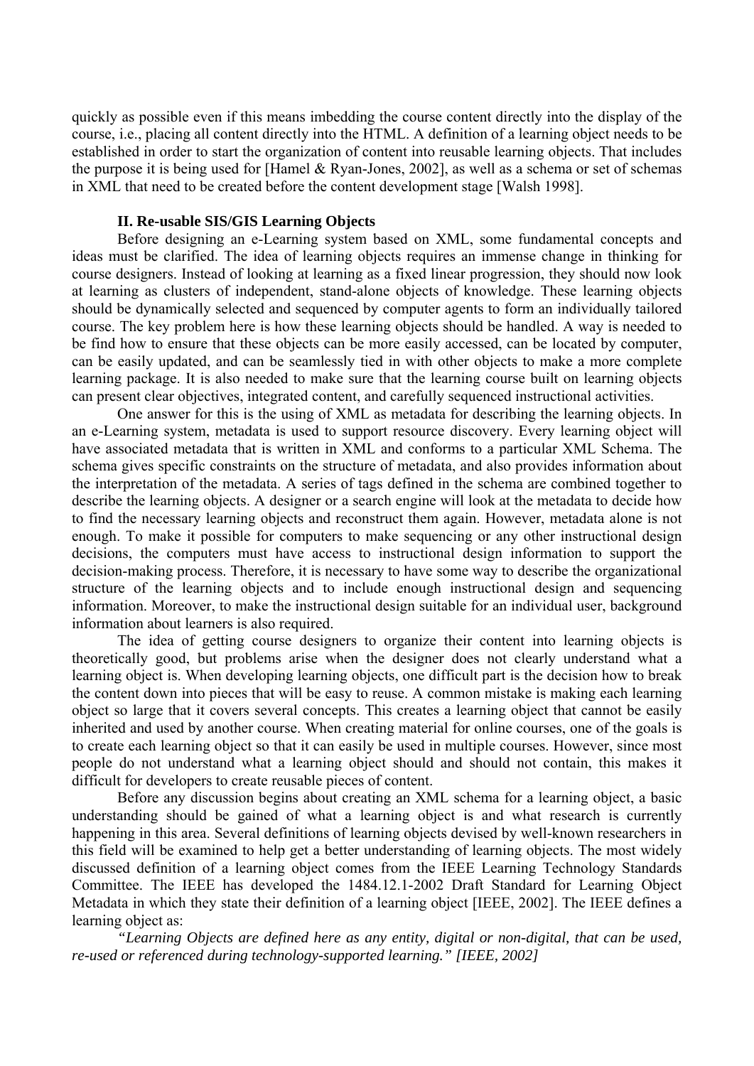quickly as possible even if this means imbedding the course content directly into the display of the course, i.e., placing all content directly into the HTML. A definition of a learning object needs to be established in order to start the organization of content into reusable learning objects. That includes the purpose it is being used for [Hamel & Ryan-Jones, 2002], as well as a schema or set of schemas in XML that need to be created before the content development stage [Walsh 1998].

### II. Re-usable SIS/GIS Learning Objects

Before designing an e-Learning system based on XML, some fundamental concepts and ideas must be clarified. The idea of learning objects requires an immense change in thinking for course designers. Instead of looking at learning as a fixed linear progression, they should now look at learning as clusters of independent, stand-alone objects of knowledge. These learning objects should be dynamically selected and sequenced by computer agents to form an individually tailored course. The key problem here is how these learning objects should be handled. A way is needed to be find how to ensure that these objects can be more easily accessed, can be located by computer, can be easily updated, and can be seamlessly tied in with other objects to make a more complete learning package. It is also needed to make sure that the learning course built on learning objects can present clear objectives, integrated content, and carefully sequenced instructional activities.

One answer for this is the using of XML as metadata for describing the learning objects. In an e-Learning system, metadata is used to support resource discovery. Every learning object will have associated metadata that is written in XML and conforms to a particular XML Schema. The schema gives specific constraints on the structure of metadata, and also provides information about the interpretation of the metadata. A series of tags defined in the schema are combined together to describe the learning objects. A designer or a search engine will look at the metadata to decide how to find the necessary learning objects and reconstruct them again. However, metadata alone is not enough. To make it possible for computers to make sequencing or any other instructional design decisions, the computers must have access to instructional design information to support the decision-making process. Therefore, it is necessary to have some way to describe the organizational structure of the learning objects and to include enough instructional design and sequencing information. Moreover, to make the instructional design suitable for an individual user, background information about learners is also required.

The idea of getting course designers to organize their content into learning objects is theoretically good, but problems arise when the designer does not clearly understand what a learning object is. When developing learning objects, one difficult part is the decision how to break the content down into pieces that will be easy to reuse. A common mistake is making each learning object so large that it covers several concepts. This creates a learning object that cannot be easily inherited and used by another course. When creating material for online courses, one of the goals is to create each learning object so that it can easily be used in multiple courses. However, since most people do not understand what a learning object should and should not contain, this makes it difficult for developers to create reusable pieces of content.

Before any discussion begins about creating an XML schema for a learning object, a basic understanding should be gained of what a learning object is and what research is currently happening in this area. Several definitions of learning objects devised by well-known researchers in this field will be examined to help get a better understanding of learning objects. The most widely discussed definition of a learning object comes from the IEEE Learning Technology Standards Committee. The IEEE has developed the 1484.12.1-2002 Draft Standard for Learning Object Metadata in which they state their definition of a learning object [IEEE, 2002]. The IEEE defines a learning object as:

*"Learning Objects are defined here as any entity, digital or non-digital, that can be used, re-used or referenced during technology-supported learning." [IEEE, 2002]*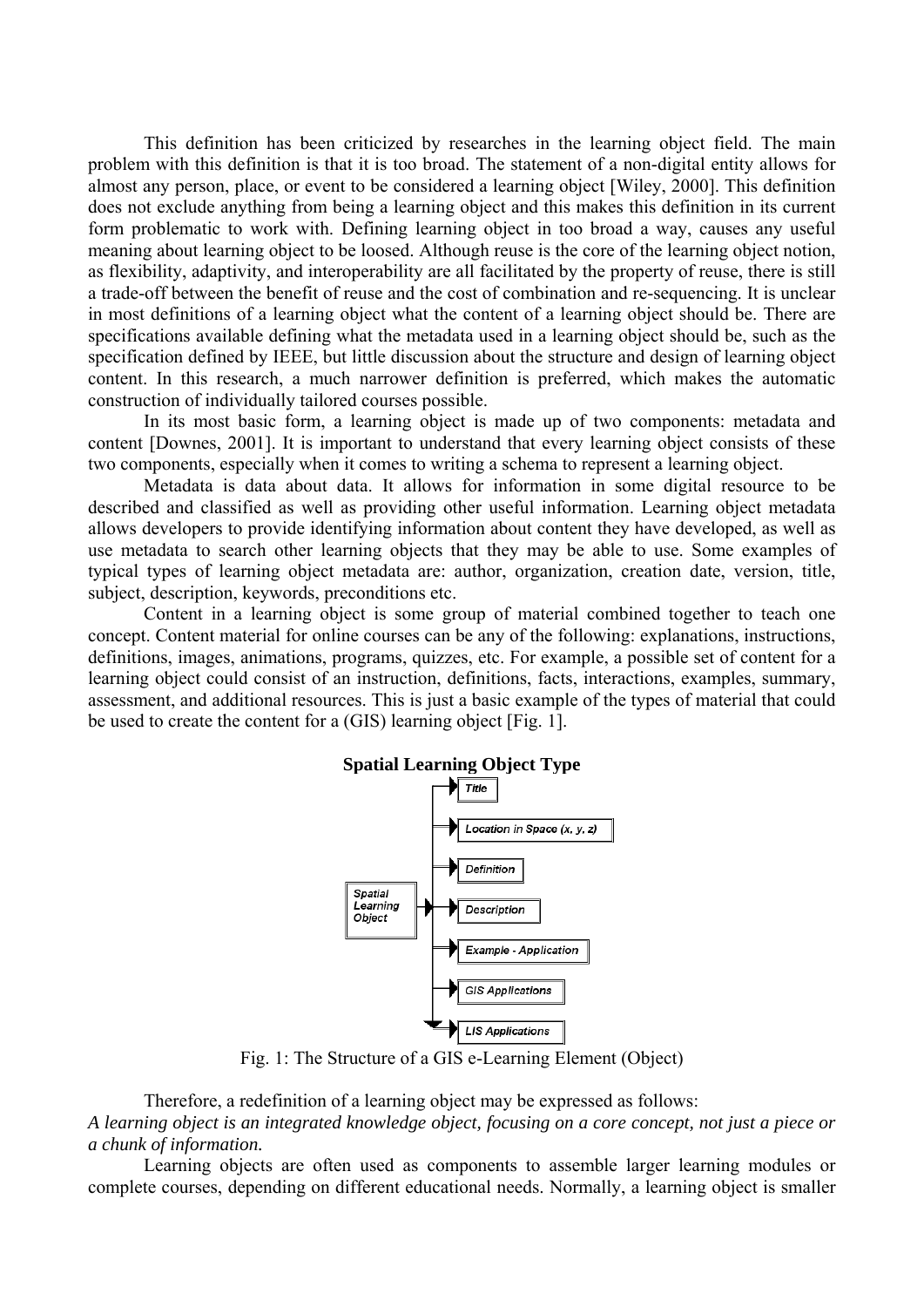This definition has been criticized by researches in the learning object field. The main problem with this definition is that it is too broad. The statement of a non-digital entity allows for almost any person, place, or event to be considered a learning object [Wiley, 2000]. This definition does not exclude anything from being a learning object and this makes this definition in its current form problematic to work with. Defining learning object in too broad a way, causes any useful meaning about learning object to be loosed. Although reuse is the core of the learning object notion, as flexibility, adaptivity, and interoperability are all facilitated by the property of reuse, there is still a trade-off between the benefit of reuse and the cost of combination and re-sequencing. It is unclear in most definitions of a learning object what the content of a learning object should be. There are specifications available defining what the metadata used in a learning object should be, such as the specification defined by IEEE, but little discussion about the structure and design of learning object content. In this research, a much narrower definition is preferred, which makes the automatic construction of individually tailored courses possible.

In its most basic form, a learning object is made up of two components: metadata and content [Downes, 2001]. It is important to understand that every learning object consists of these two components, especially when it comes to writing a schema to represent a learning object.

Metadata is data about data. It allows for information in some digital resource to be described and classified as well as providing other useful information. Learning object metadata allows developers to provide identifying information about content they have developed, as well as use metadata to search other learning objects that they may be able to use. Some examples of typical types of learning object metadata are: author, organization, creation date, version, title, subject, description, keywords, preconditions etc.

Content in a learning object is some group of material combined together to teach one concept. Content material for online courses can be any of the following: explanations, instructions, definitions, images, animations, programs, quizzes, etc. For example, a possible set of content for a learning object could consist of an instruction, definitions, facts, interactions, examples, summary, assessment, and additional resources. This is just a basic example of the types of material that could be used to create the content for a (GIS) learning object [Fig. 1].

**Spatial Learning Object Type**

Spatial Learning Object → Title; Location in Space (x, y, z); Definition; Description; Example - Application; GIS Applications; LIS Applications

Fig. 1: The Structure of a GIS e-Learning Element (Object)

Therefore, a redefinition of a learning object may be expressed as follows:

*A learning object is an integrated knowledge object, focusing on a core concept, not just a piece or a chunk of information.*

Learning objects are often used as components to assemble larger learning modules or complete courses, depending on different educational needs. Normally, a learning object is smaller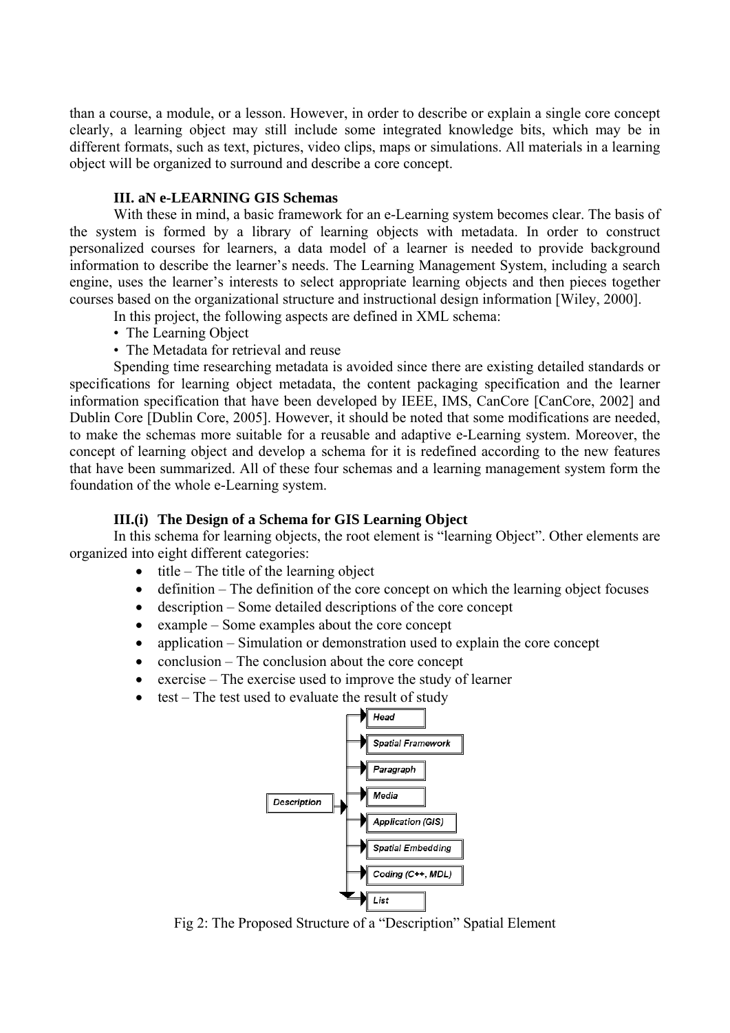than a course, a module, or a lesson. However, in order to describe or explain a single core concept clearly, a learning object may still include some integrated knowledge bits, which may be in different formats, such as text, pictures, video clips, maps or simulations. All materials in a learning object will be organized to surround and describe a core concept.

### III. aN e-LEARNING GIS Schemas

With these in mind, a basic framework for an e-Learning system becomes clear. The basis of the system is formed by a library of learning objects with metadata. In order to construct personalized courses for learners, a data model of a learner is needed to provide background information to describe the learner's needs. The Learning Management System, including a search engine, uses the learner's interests to select appropriate learning objects and then pieces together courses based on the organizational structure and instructional design information [Wiley, 2000].

In this project, the following aspects are defined in XML schema:

- The Learning Object
- The Metadata for retrieval and reuse

Spending time researching metadata is avoided since there are existing detailed standards or specifications for learning object metadata, the content packaging specification and the learner information specification that have been developed by IEEE, IMS, CanCore [CanCore, 2002] and Dublin Core [Dublin Core, 2005]. However, it should be noted that some modifications are needed, to make the schemas more suitable for a reusable and adaptive e-Learning system. Moreover, the concept of learning object and develop a schema for it is redefined according to the new features that have been summarized. All of these four schemas and a learning management system form the foundation of the whole e-Learning system.

#### III.(i) The Design of a Schema for GIS Learning Object

In this schema for learning objects, the root element is "learning Object". Other elements are organized into eight different categories:

- title – The title of the learning object
- definition – The definition of the core concept on which the learning object focuses
- description – Some detailed descriptions of the core concept
- example – Some examples about the core concept
- application – Simulation or demonstration used to explain the core concept
- conclusion – The conclusion about the core concept
- exercise – The exercise used to improve the study of learner
- test – The test used to evaluate the result of study

Description → Head, Spatial Framework, Paragraph, Media, Application (GIS), Spatial Embedding, Coding (C++, MDL), List

Fig 2: The Proposed Structure of a "Description" Spatial Element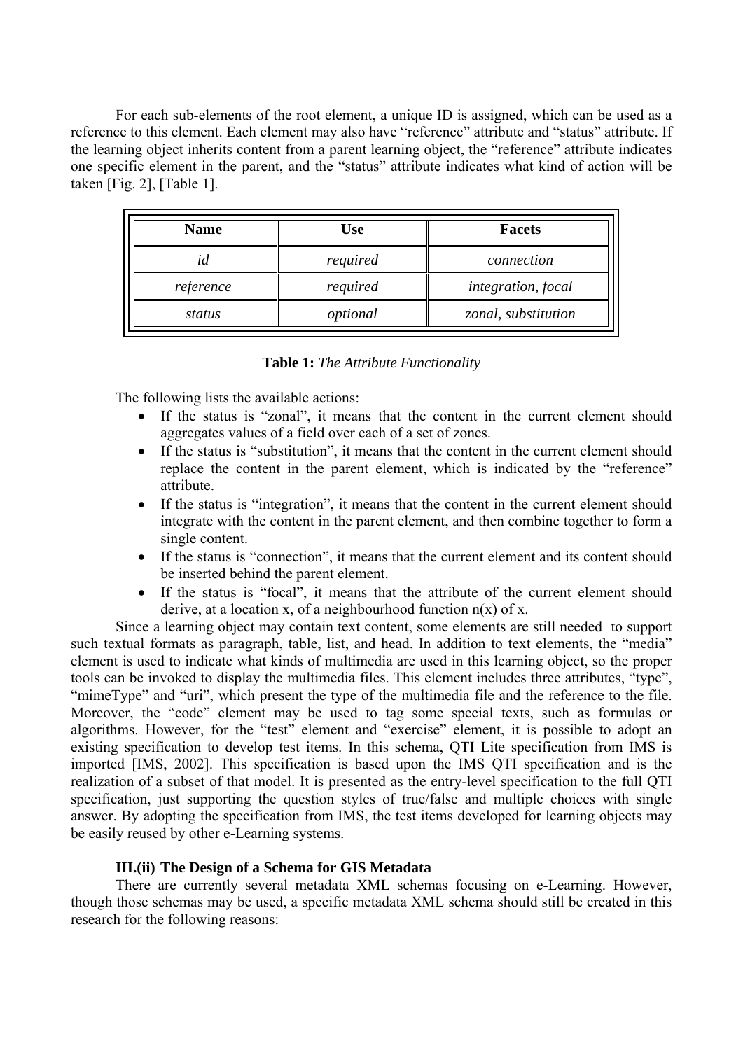For each sub-elements of the root element, a unique ID is assigned, which can be used as a reference to this element. Each element may also have "reference" attribute and "status" attribute. If the learning object inherits content from a parent learning object, the "reference" attribute indicates one specific element in the parent, and the "status" attribute indicates what kind of action will be taken [Fig. 2], [Table 1].

| Name | Use | Facets |
|---|---|---|
| *id* | *required* | *connection* |
| *reference* | *required* | *integration, focal* |
| *status* | *optional* | *zonal, substitution* |

**Table 1:** *The Attribute Functionality*

The following lists the available actions:

- If the status is "zonal", it means that the content in the current element should aggregates values of a field over each of a set of zones.
- If the status is "substitution", it means that the content in the current element should replace the content in the parent element, which is indicated by the "reference" attribute.
- If the status is "integration", it means that the content in the current element should integrate with the content in the parent element, and then combine together to form a single content.
- If the status is "connection", it means that the current element and its content should be inserted behind the parent element.
- If the status is "focal", it means that the attribute of the current element should derive, at a location x, of a neighbourhood function n(x) of x.

Since a learning object may contain text content, some elements are still needed to support such textual formats as paragraph, table, list, and head. In addition to text elements, the "media" element is used to indicate what kinds of multimedia are used in this learning object, so the proper tools can be invoked to display the multimedia files. This element includes three attributes, "type", "mimeType" and "uri", which present the type of the multimedia file and the reference to the file. Moreover, the "code" element may be used to tag some special texts, such as formulas or algorithms. However, for the "test" element and "exercise" element, it is possible to adopt an existing specification to develop test items. In this schema, QTI Lite specification from IMS is imported [IMS, 2002]. This specification is based upon the IMS QTI specification and is the realization of a subset of that model. It is presented as the entry-level specification to the full QTI specification, just supporting the question styles of true/false and multiple choices with single answer. By adopting the specification from IMS, the test items developed for learning objects may be easily reused by other e-Learning systems.

### III.(ii) The Design of a Schema for GIS Metadata

There are currently several metadata XML schemas focusing on e-Learning. However, though those schemas may be used, a specific metadata XML schema should still be created in this research for the following reasons: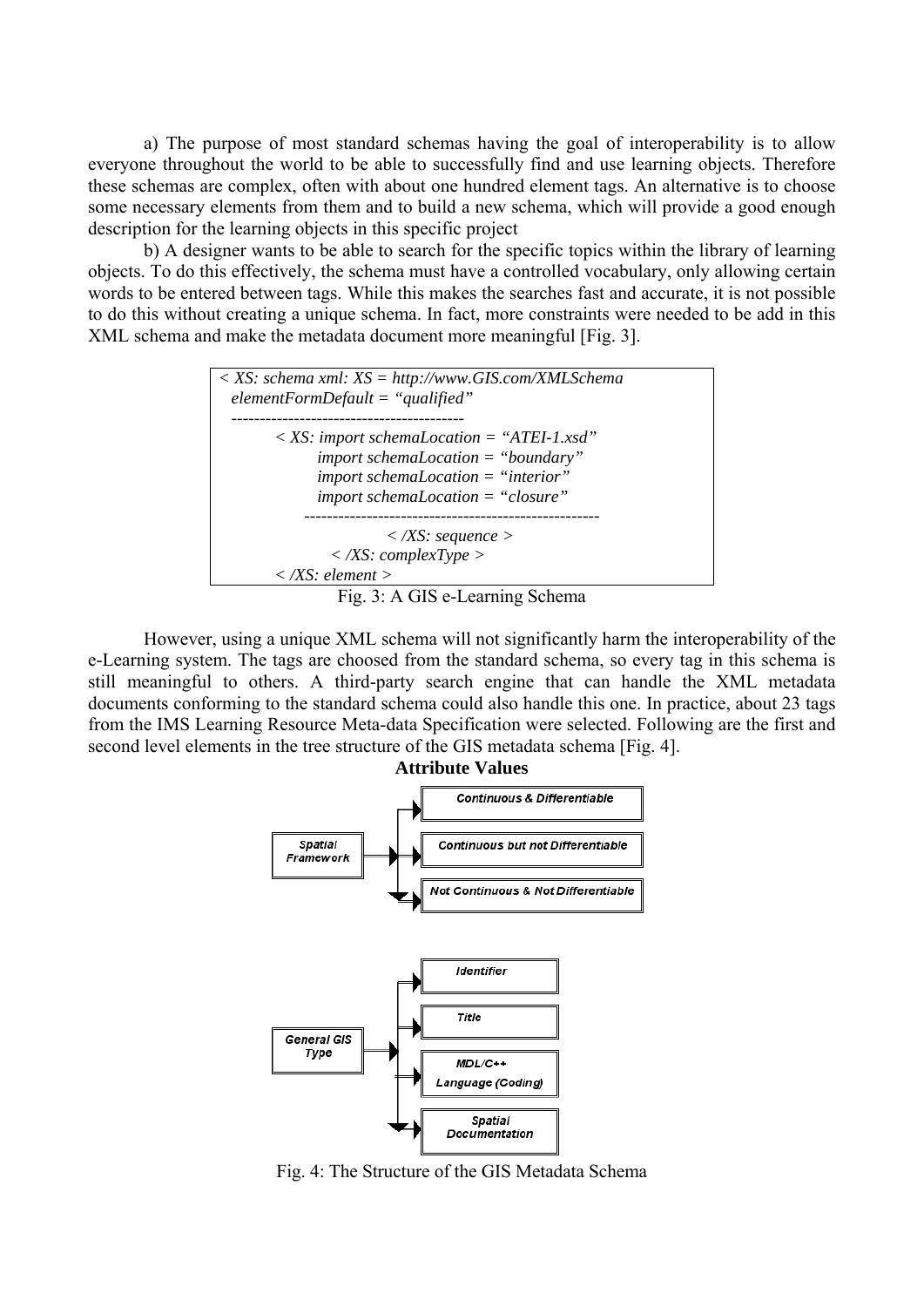a) The purpose of most standard schemas having the goal of interoperability is to allow everyone throughout the world to be able to successfully find and use learning objects. Therefore these schemas are complex, often with about one hundred element tags. An alternative is to choose some necessary elements from them and to build a new schema, which will provide a good enough description for the learning objects in this specific project

b) A designer wants to be able to search for the specific topics within the library of learning objects. To do this effectively, the schema must have a controlled vocabulary, only allowing certain words to be entered between tags. While this makes the searches fast and accurate, it is not possible to do this without creating a unique schema. In fact, more constraints were needed to be add in this XML schema and make the metadata document more meaningful [Fig. 3].

```
< XS: schema xml: XS = http://www.GIS.com/XMLSchema
  elementFormDefault = "qualified"
  -----------------------------------------
        < XS: import schemaLocation = "ATEI-1.xsd"
              import schemaLocation = "boundary"
              import schemaLocation = "interior"
              import schemaLocation = "closure"
          ---------------------------------------------------
                        < /XS: sequence >
                  < /XS: complexType >
        < /XS: element >
```

Fig. 3: A GIS e-Learning Schema

However, using a unique XML schema will not significantly harm the interoperability of the e-Learning system. The tags are choosed from the standard schema, so every tag in this schema is still meaningful to others. A third-party search engine that can handle the XML metadata documents conforming to the standard schema could also handle this one. In practice, about 23 tags from the IMS Learning Resource Meta-data Specification were selected. Following are the first and second level elements in the tree structure of the GIS metadata schema [Fig. 4].

**Attribute Values**

Spatial Framework → Continuous & Differentiable; Continuous but not Differentiable; Not Continuous & Not Differentiable

General GIS Type → Identifier; Title; MDL/C++ Language (Coding); Spatial Documentation

Fig. 4: The Structure of the GIS Metadata Schema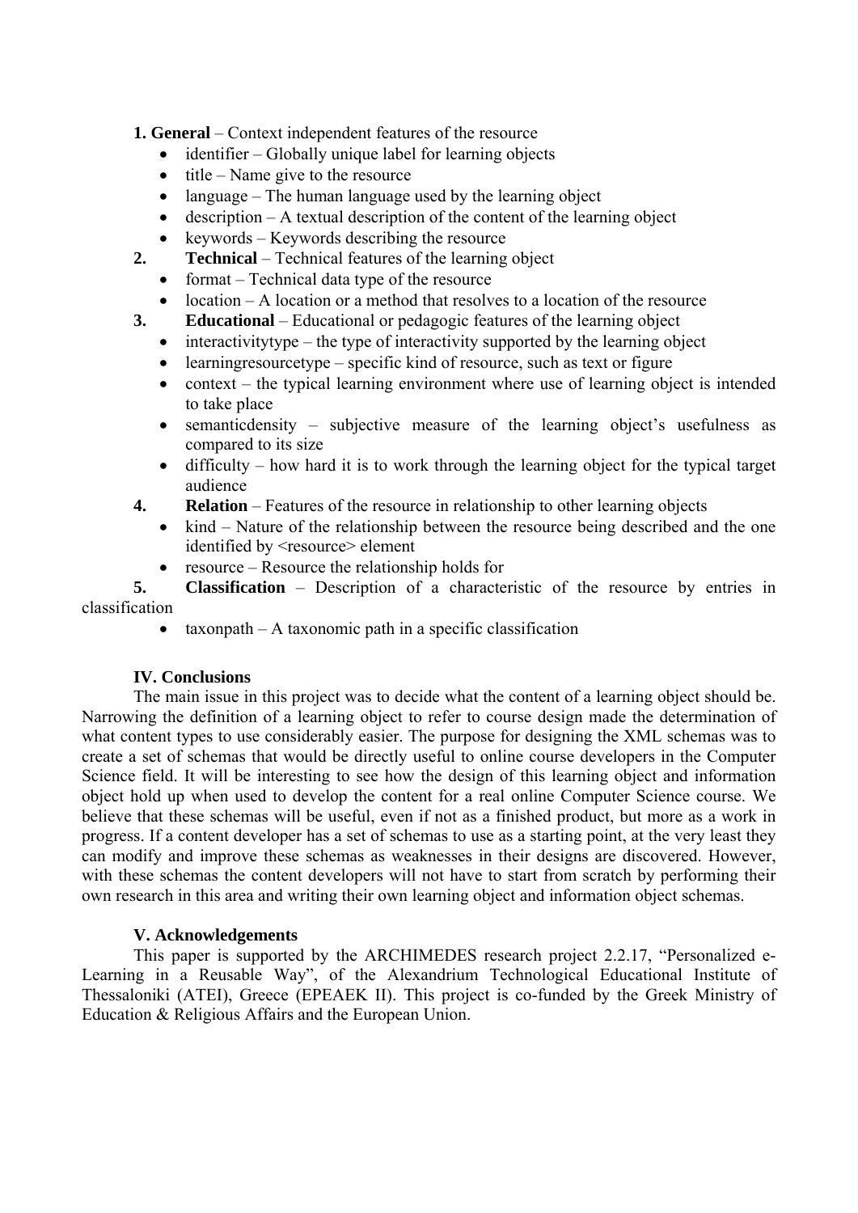**1. General** – Context independent features of the resource

- identifier – Globally unique label for learning objects
- title – Name give to the resource
- language – The human language used by the learning object
- description – A textual description of the content of the learning object
- keywords – Keywords describing the resource

**2. Technical** – Technical features of the learning object

- format – Technical data type of the resource
- location – A location or a method that resolves to a location of the resource

**3. Educational** – Educational or pedagogic features of the learning object

- interactivitytype – the type of interactivity supported by the learning object
- learningresourcetype – specific kind of resource, such as text or figure
- context – the typical learning environment where use of learning object is intended to take place
- semanticdensity – subjective measure of the learning object's usefulness as compared to its size
- difficulty – how hard it is to work through the learning object for the typical target audience

**4. Relation** – Features of the resource in relationship to other learning objects

- kind – Nature of the relationship between the resource being described and the one identified by <resource> element
- resource – Resource the relationship holds for

**5. Classification** – Description of a characteristic of the resource by entries in classification

- taxonpath – A taxonomic path in a specific classification

## IV. Conclusions

The main issue in this project was to decide what the content of a learning object should be. Narrowing the definition of a learning object to refer to course design made the determination of what content types to use considerably easier. The purpose for designing the XML schemas was to create a set of schemas that would be directly useful to online course developers in the Computer Science field. It will be interesting to see how the design of this learning object and information object hold up when used to develop the content for a real online Computer Science course. We believe that these schemas will be useful, even if not as a finished product, but more as a work in progress. If a content developer has a set of schemas to use as a starting point, at the very least they can modify and improve these schemas as weaknesses in their designs are discovered. However, with these schemas the content developers will not have to start from scratch by performing their own research in this area and writing their own learning object and information object schemas.

## V. Acknowledgements

This paper is supported by the ARCHIMEDES research project 2.2.17, "Personalized e-Learning in a Reusable Way", of the Alexandrium Technological Educational Institute of Thessaloniki (ATEI), Greece (EPEAEK II). This project is co-funded by the Greek Ministry of Education & Religious Affairs and the European Union.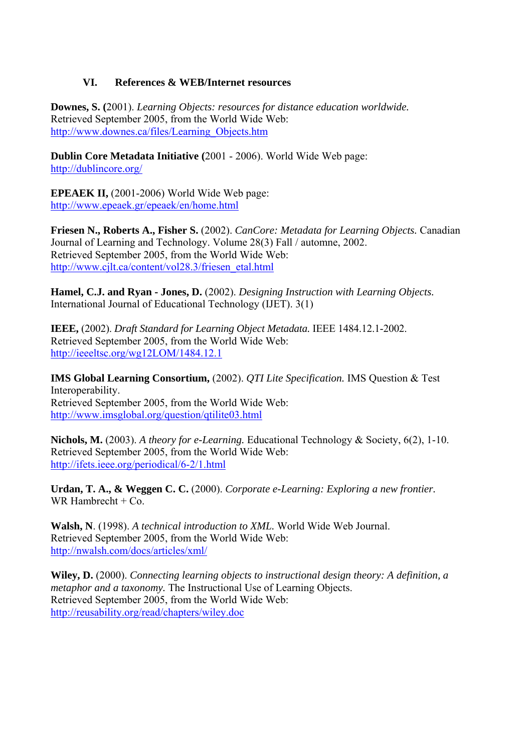## VI. References & WEB/Internet resources

**Downes, S. (**2001). *Learning Objects: resources for distance education worldwide.* Retrieved September 2005, from the World Wide Web: http://www.downes.ca/files/Learning_Objects.htm

**Dublin Core Metadata Initiative (**2001 - 2006). World Wide Web page: http://dublincore.org/

**EPEAEK II,** (2001-2006) World Wide Web page: http://www.epeaek.gr/epeaek/en/home.html

**Friesen N., Roberts A., Fisher S.** (2002). *CanCore: Metadata for Learning Objects.* Canadian Journal of Learning and Technology. Volume 28(3) Fall / automne, 2002. Retrieved September 2005, from the World Wide Web: http://www.cjlt.ca/content/vol28.3/friesen_etal.html

**Hamel, C.J. and Ryan - Jones, D.** (2002). *Designing Instruction with Learning Objects.* International Journal of Educational Technology (IJET). 3(1)

**IEEE,** (2002). *Draft Standard for Learning Object Metadata.* IEEE 1484.12.1-2002. Retrieved September 2005, from the World Wide Web: http://ieeeltsc.org/wg12LOM/1484.12.1

**IMS Global Learning Consortium,** (2002). *QTI Lite Specification.* IMS Question & Test Interoperability. Retrieved September 2005, from the World Wide Web: http://www.imsglobal.org/question/qtilite03.html

**Nichols, M.** (2003). *A theory for e-Learning.* Educational Technology & Society, 6(2), 1-10. Retrieved September 2005, from the World Wide Web: http://ifets.ieee.org/periodical/6-2/1.html

**Urdan, T. A., & Weggen C. C.** (2000). *Corporate e-Learning: Exploring a new frontier.* WR Hambrecht + Co.

**Walsh, N**. (1998). *A technical introduction to XML.* World Wide Web Journal. Retrieved September 2005, from the World Wide Web: http://nwalsh.com/docs/articles/xml/

**Wiley, D.** (2000). *Connecting learning objects to instructional design theory: A definition, a metaphor and a taxonomy.* The Instructional Use of Learning Objects. Retrieved September 2005, from the World Wide Web: http://reusability.org/read/chapters/wiley.doc